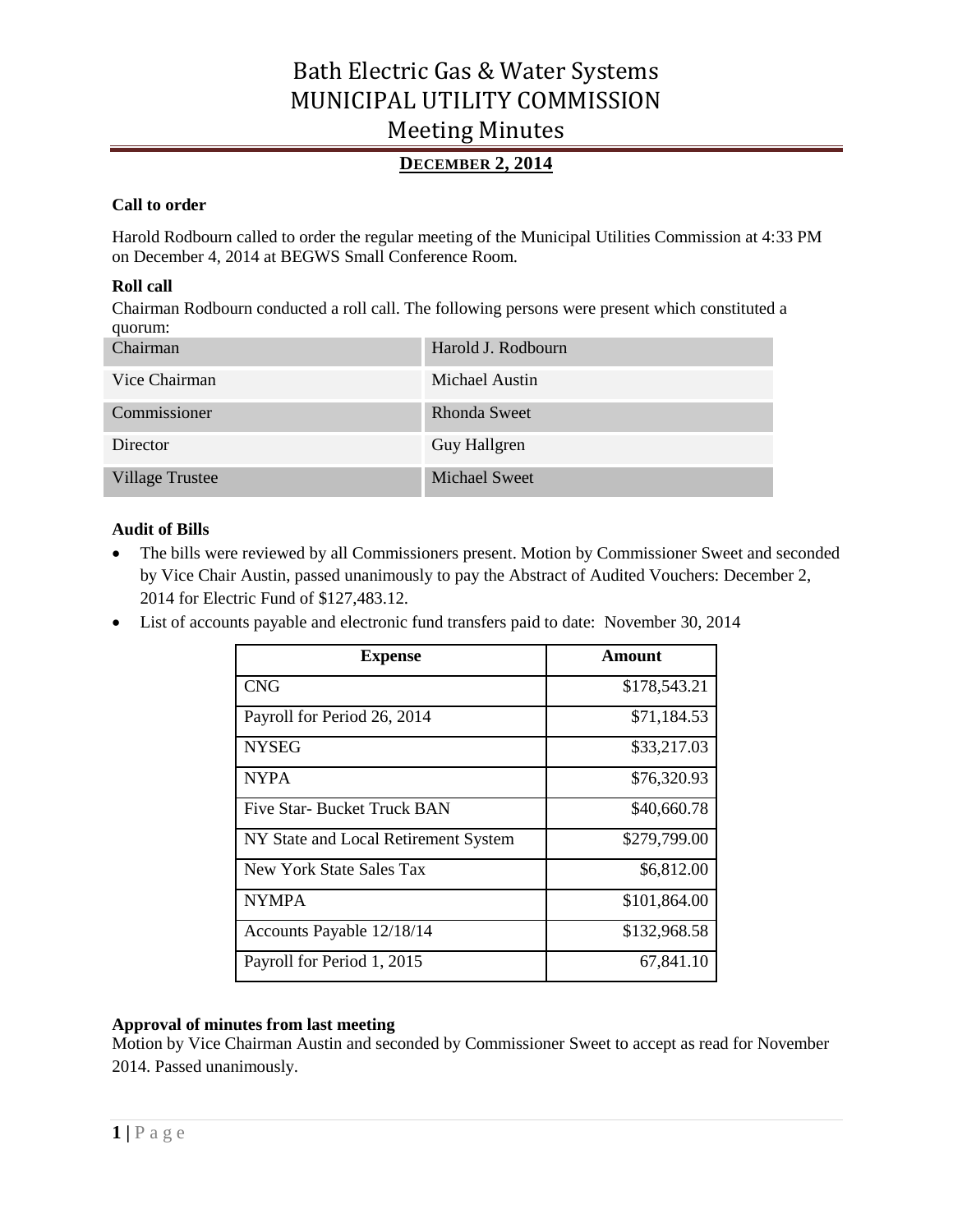# Bath Electric Gas & Water Systems
# MUNICIPAL UTILITY COMMISSION
# Meeting Minutes

## DECEMBER 2, 2014

### Call to order

Harold Rodbourn called to order the regular meeting of the Municipal Utilities Commission at 4:33 PM on December 4, 2014 at BEGWS Small Conference Room.

### Roll call

Chairman Rodbourn conducted a roll call. The following persons were present which constituted a quorum:

| | |
|---|---|
| Chairman | Harold J. Rodbourn |
| Vice Chairman | Michael Austin |
| Commissioner | Rhonda Sweet |
| Director | Guy Hallgren |
| Village Trustee | Michael Sweet |

### Audit of Bills

- The bills were reviewed by all Commissioners present. Motion by Commissioner Sweet and seconded by Vice Chair Austin, passed unanimously to pay the Abstract of Audited Vouchers: December 2, 2014 for Electric Fund of $127,483.12.
- List of accounts payable and electronic fund transfers paid to date: November 30, 2014

| Expense | Amount |
|---|---|
| CNG | $178,543.21 |
| Payroll for Period 26, 2014 | $71,184.53 |
| NYSEG | $33,217.03 |
| NYPA | $76,320.93 |
| Five Star- Bucket Truck BAN | $40,660.78 |
| NY State and Local Retirement System | $279,799.00 |
| New York State Sales Tax | $6,812.00 |
| NYMPA | $101,864.00 |
| Accounts Payable 12/18/14 | $132,968.58 |
| Payroll for Period 1, 2015 | 67,841.10 |

### Approval of minutes from last meeting

Motion by Vice Chairman Austin and seconded by Commissioner Sweet to accept as read for November 2014. Passed unanimously.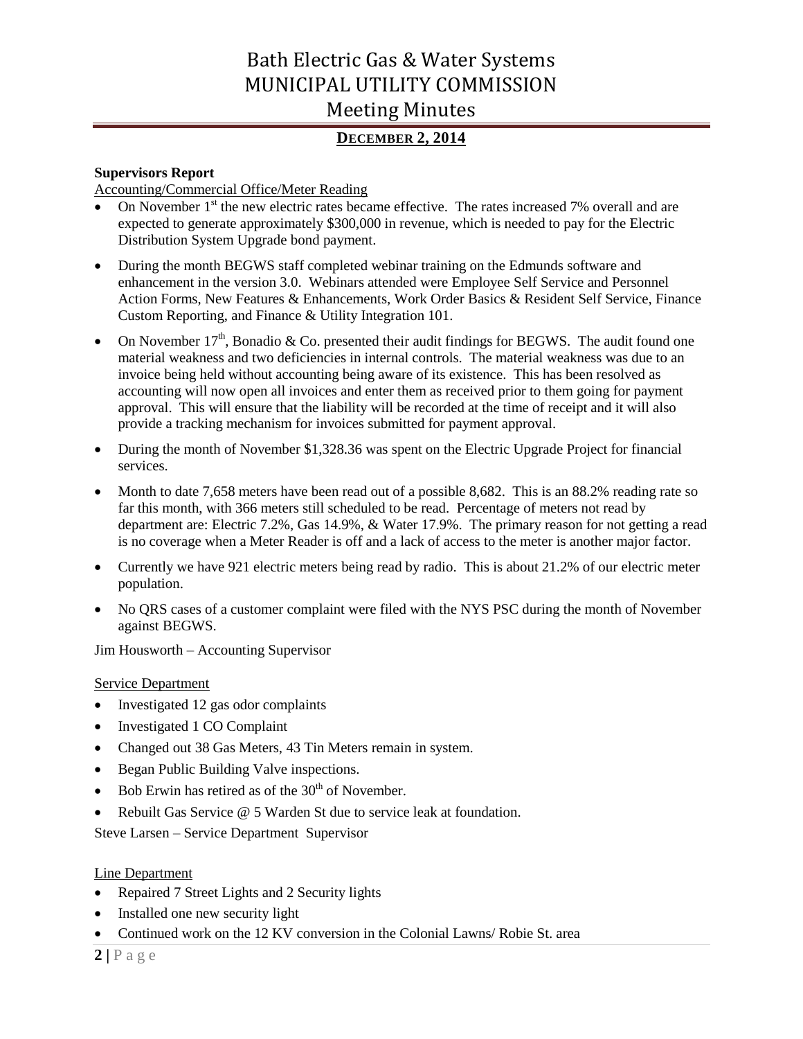**December 2, 2014**

**Supervisors Report**

Accounting/Commercial Office/Meter Reading

- On November 1st the new electric rates became effective. The rates increased 7% overall and are expected to generate approximately $300,000 in revenue, which is needed to pay for the Electric Distribution System Upgrade bond payment.
- During the month BEGWS staff completed webinar training on the Edmunds software and enhancement in the version 3.0. Webinars attended were Employee Self Service and Personnel Action Forms, New Features & Enhancements, Work Order Basics & Resident Self Service, Finance Custom Reporting, and Finance & Utility Integration 101.
- On November 17th, Bonadio & Co. presented their audit findings for BEGWS. The audit found one material weakness and two deficiencies in internal controls. The material weakness was due to an invoice being held without accounting being aware of its existence. This has been resolved as accounting will now open all invoices and enter them as received prior to them going for payment approval. This will ensure that the liability will be recorded at the time of receipt and it will also provide a tracking mechanism for invoices submitted for payment approval.
- During the month of November $1,328.36 was spent on the Electric Upgrade Project for financial services.
- Month to date 7,658 meters have been read out of a possible 8,682. This is an 88.2% reading rate so far this month, with 366 meters still scheduled to be read. Percentage of meters not read by department are: Electric 7.2%, Gas 14.9%, & Water 17.9%. The primary reason for not getting a read is no coverage when a Meter Reader is off and a lack of access to the meter is another major factor.
- Currently we have 921 electric meters being read by radio. This is about 21.2% of our electric meter population.
- No QRS cases of a customer complaint were filed with the NYS PSC during the month of November against BEGWS.

Jim Housworth – Accounting Supervisor

Service Department

- Investigated 12 gas odor complaints
- Investigated 1 CO Complaint
- Changed out 38 Gas Meters, 43 Tin Meters remain in system.
- Began Public Building Valve inspections.
- Bob Erwin has retired as of the 30th of November.
- Rebuilt Gas Service @ 5 Warden St due to service leak at foundation.

Steve Larsen – Service Department Supervisor

Line Department

- Repaired 7 Street Lights and 2 Security lights
- Installed one new security light
- Continued work on the 12 KV conversion in the Colonial Lawns/ Robie St. area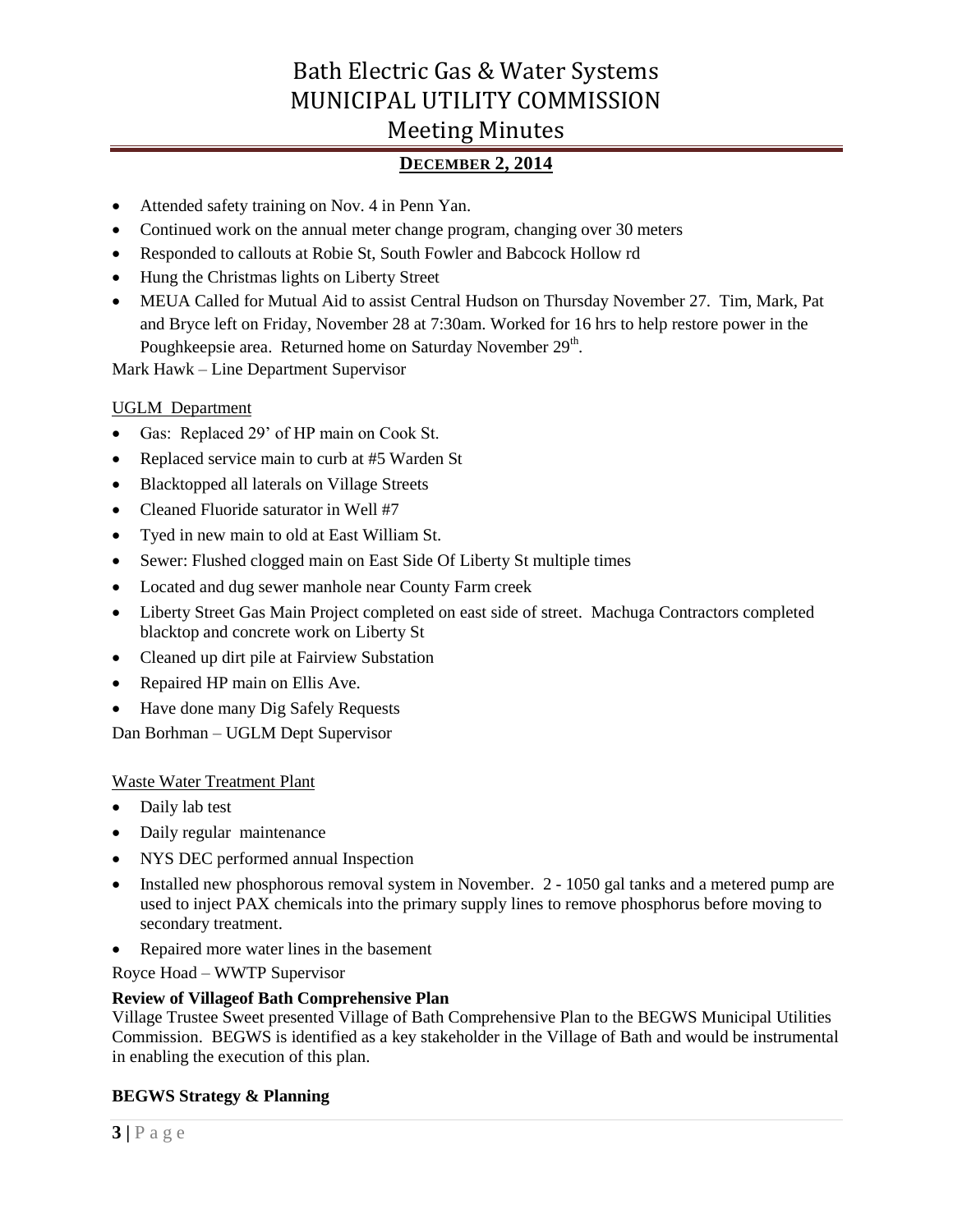- Attended safety training on Nov. 4 in Penn Yan.
- Continued work on the annual meter change program, changing over 30 meters
- Responded to callouts at Robie St, South Fowler and Babcock Hollow rd
- Hung the Christmas lights on Liberty Street
- MEUA Called for Mutual Aid to assist Central Hudson on Thursday November 27. Tim, Mark, Pat and Bryce left on Friday, November 28 at 7:30am. Worked for 16 hrs to help restore power in the Poughkeepsie area. Returned home on Saturday November 29th.

Mark Hawk – Line Department Supervisor

UGLM Department

- Gas: Replaced 29' of HP main on Cook St.
- Replaced service main to curb at #5 Warden St
- Blacktopped all laterals on Village Streets
- Cleaned Fluoride saturator in Well #7
- Tyed in new main to old at East William St.
- Sewer: Flushed clogged main on East Side Of Liberty St multiple times
- Located and dug sewer manhole near County Farm creek
- Liberty Street Gas Main Project completed on east side of street. Machuga Contractors completed blacktop and concrete work on Liberty St
- Cleaned up dirt pile at Fairview Substation
- Repaired HP main on Ellis Ave.
- Have done many Dig Safely Requests

Dan Borhman – UGLM Dept Supervisor

Waste Water Treatment Plant

- Daily lab test
- Daily regular maintenance
- NYS DEC performed annual Inspection
- Installed new phosphorous removal system in November. 2 - 1050 gal tanks and a metered pump are used to inject PAX chemicals into the primary supply lines to remove phosphorus before moving to secondary treatment.
- Repaired more water lines in the basement

Royce Hoad – WWTP Supervisor

**Review of Villageof Bath Comprehensive Plan**

Village Trustee Sweet presented Village of Bath Comprehensive Plan to the BEGWS Municipal Utilities Commission. BEGWS is identified as a key stakeholder in the Village of Bath and would be instrumental in enabling the execution of this plan.

**BEGWS Strategy & Planning**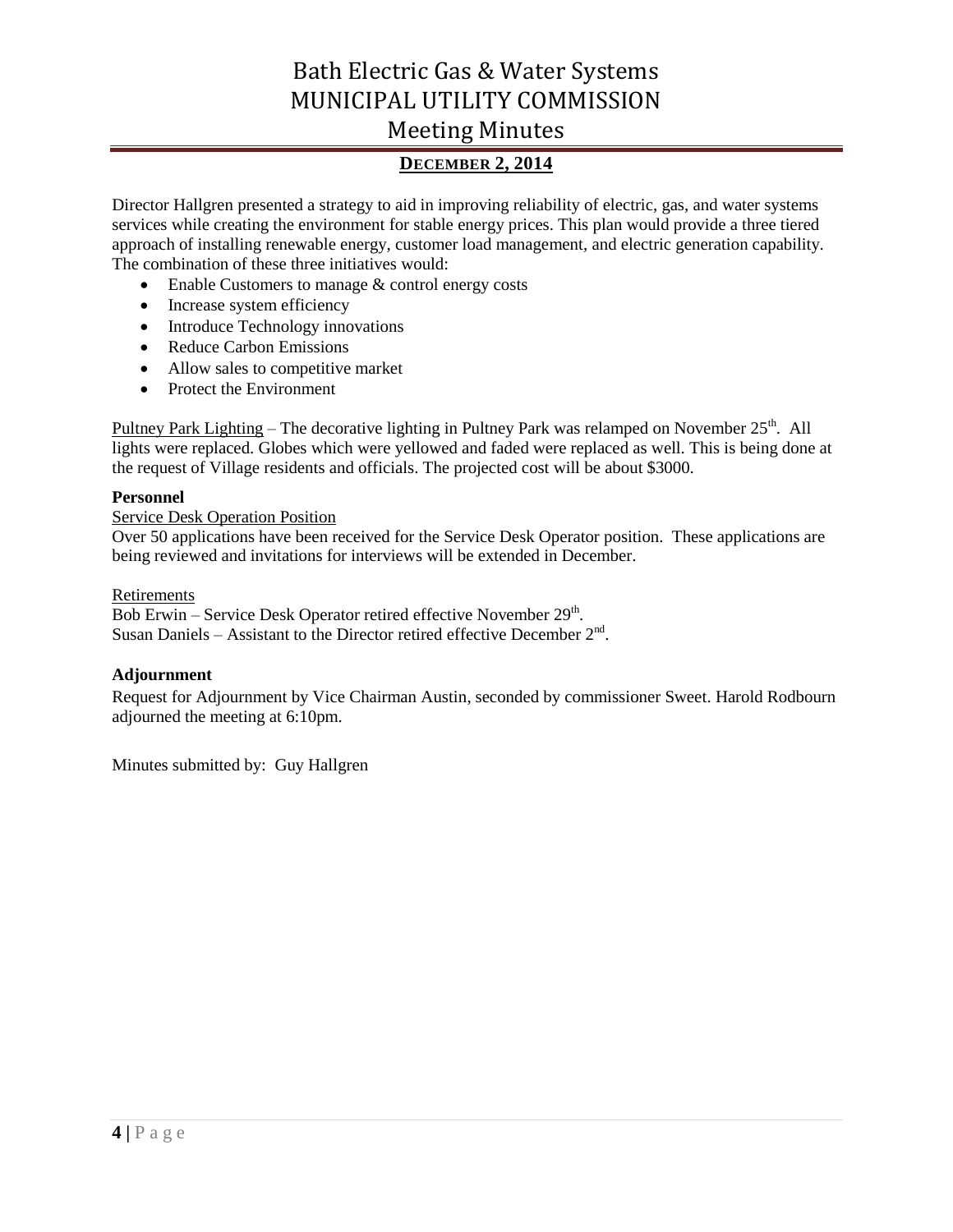# Bath Electric Gas & Water Systems
# MUNICIPAL UTILITY COMMISSION
# Meeting Minutes

## DECEMBER 2, 2014

Director Hallgren presented a strategy to aid in improving reliability of electric, gas, and water systems services while creating the environment for stable energy prices. This plan would provide a three tiered approach of installing renewable energy, customer load management, and electric generation capability. The combination of these three initiatives would:

- Enable Customers to manage & control energy costs
- Increase system efficiency
- Introduce Technology innovations
- Reduce Carbon Emissions
- Allow sales to competitive market
- Protect the Environment

Pultney Park Lighting – The decorative lighting in Pultney Park was relamped on November 25th. All lights were replaced. Globes which were yellowed and faded were replaced as well. This is being done at the request of Village residents and officials. The projected cost will be about $3000.

**Personnel**

Service Desk Operation Position

Over 50 applications have been received for the Service Desk Operator position. These applications are being reviewed and invitations for interviews will be extended in December.

Retirements

Bob Erwin – Service Desk Operator retired effective November 29th.
Susan Daniels – Assistant to the Director retired effective December 2nd.

**Adjournment**

Request for Adjournment by Vice Chairman Austin, seconded by commissioner Sweet. Harold Rodbourn adjourned the meeting at 6:10pm.

Minutes submitted by: Guy Hallgren